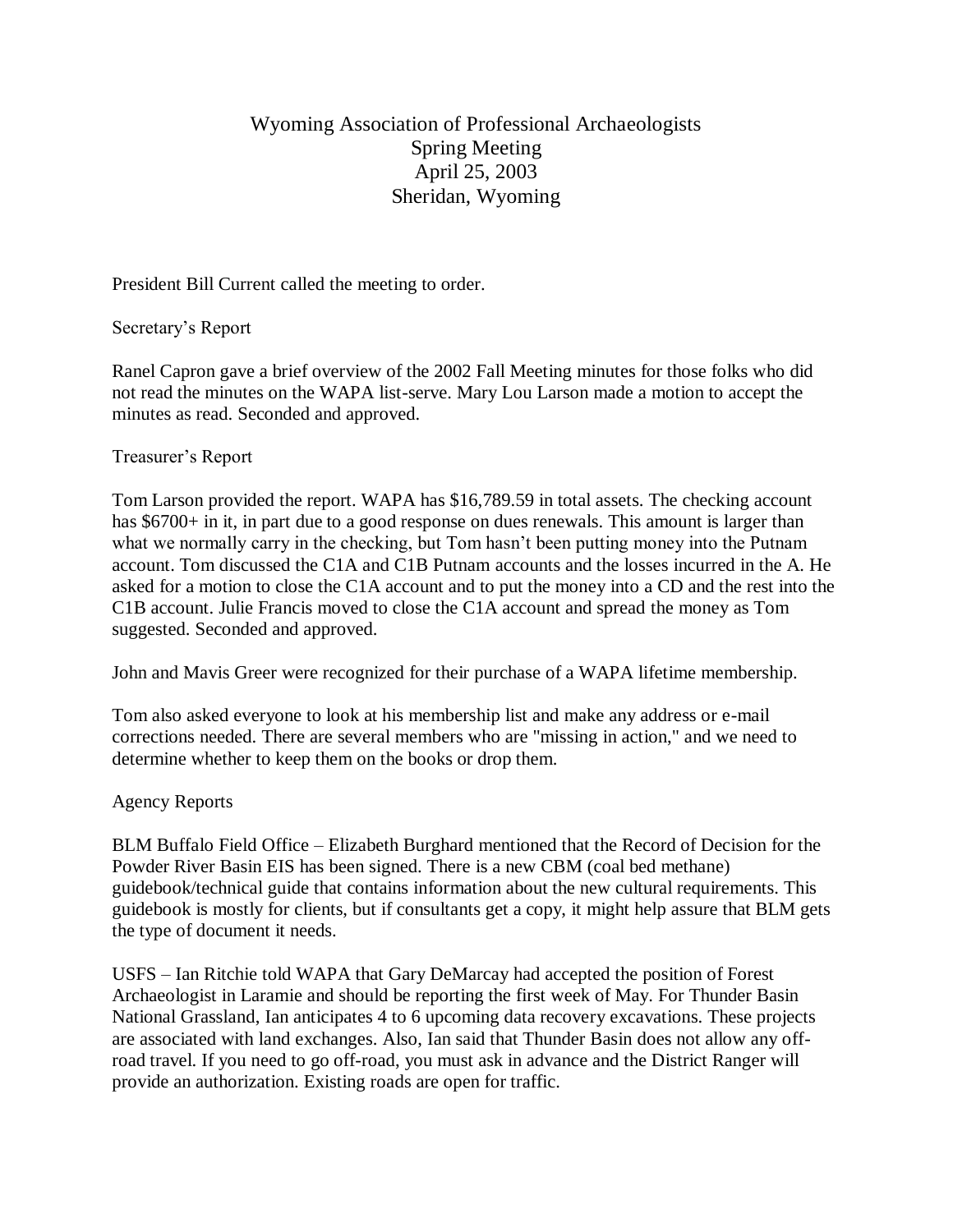# Wyoming Association of Professional Archaeologists
## Spring Meeting
## April 25, 2003
## Sheridan, Wyoming

President Bill Current called the meeting to order.

### Secretary's Report

Ranel Capron gave a brief overview of the 2002 Fall Meeting minutes for those folks who did not read the minutes on the WAPA list-serve. Mary Lou Larson made a motion to accept the minutes as read. Seconded and approved.

### Treasurer's Report

Tom Larson provided the report. WAPA has $16,789.59 in total assets. The checking account has $6700+ in it, in part due to a good response on dues renewals. This amount is larger than what we normally carry in the checking, but Tom hasn't been putting money into the Putnam account. Tom discussed the C1A and C1B Putnam accounts and the losses incurred in the A. He asked for a motion to close the C1A account and to put the money into a CD and the rest into the C1B account. Julie Francis moved to close the C1A account and spread the money as Tom suggested. Seconded and approved.

John and Mavis Greer were recognized for their purchase of a WAPA lifetime membership.

Tom also asked everyone to look at his membership list and make any address or e-mail corrections needed. There are several members who are "missing in action," and we need to determine whether to keep them on the books or drop them.

### Agency Reports

BLM Buffalo Field Office – Elizabeth Burghard mentioned that the Record of Decision for the Powder River Basin EIS has been signed. There is a new CBM (coal bed methane) guidebook/technical guide that contains information about the new cultural requirements. This guidebook is mostly for clients, but if consultants get a copy, it might help assure that BLM gets the type of document it needs.

USFS – Ian Ritchie told WAPA that Gary DeMarcay had accepted the position of Forest Archaeologist in Laramie and should be reporting the first week of May. For Thunder Basin National Grassland, Ian anticipates 4 to 6 upcoming data recovery excavations. These projects are associated with land exchanges. Also, Ian said that Thunder Basin does not allow any off-road travel. If you need to go off-road, you must ask in advance and the District Ranger will provide an authorization. Existing roads are open for traffic.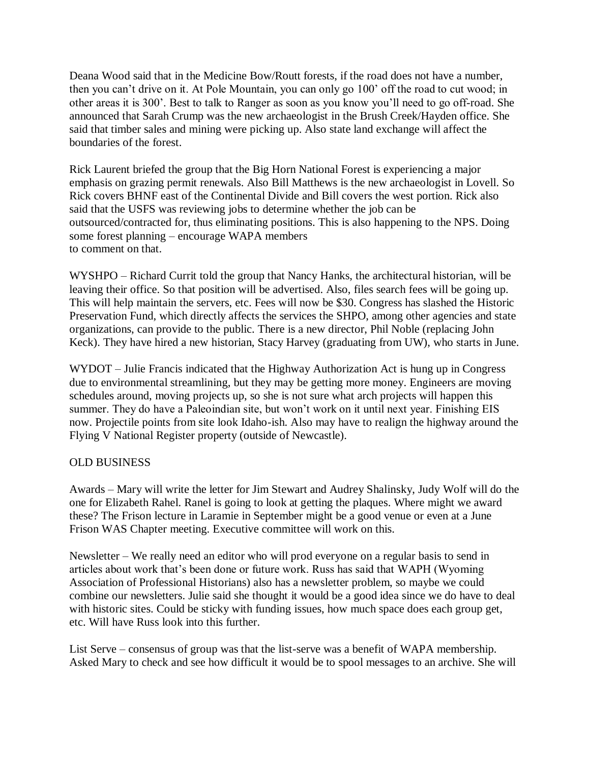Deana Wood said that in the Medicine Bow/Routt forests, if the road does not have a number, then you can't drive on it. At Pole Mountain, you can only go 100' off the road to cut wood; in other areas it is 300'. Best to talk to Ranger as soon as you know you'll need to go off-road. She announced that Sarah Crump was the new archaeologist in the Brush Creek/Hayden office. She said that timber sales and mining were picking up. Also state land exchange will affect the boundaries of the forest.

Rick Laurent briefed the group that the Big Horn National Forest is experiencing a major emphasis on grazing permit renewals. Also Bill Matthews is the new archaeologist in Lovell. So Rick covers BHNF east of the Continental Divide and Bill covers the west portion. Rick also said that the USFS was reviewing jobs to determine whether the job can be outsourced/contracted for, thus eliminating positions. This is also happening to the NPS. Doing some forest planning – encourage WAPA members to comment on that.

WYSHPO – Richard Currit told the group that Nancy Hanks, the architectural historian, will be leaving their office. So that position will be advertised. Also, files search fees will be going up. This will help maintain the servers, etc. Fees will now be $30. Congress has slashed the Historic Preservation Fund, which directly affects the services the SHPO, among other agencies and state organizations, can provide to the public. There is a new director, Phil Noble (replacing John Keck). They have hired a new historian, Stacy Harvey (graduating from UW), who starts in June.

WYDOT – Julie Francis indicated that the Highway Authorization Act is hung up in Congress due to environmental streamlining, but they may be getting more money. Engineers are moving schedules around, moving projects up, so she is not sure what arch projects will happen this summer. They do have a Paleoindian site, but won't work on it until next year. Finishing EIS now. Projectile points from site look Idaho-ish. Also may have to realign the highway around the Flying V National Register property (outside of Newcastle).

OLD BUSINESS

Awards – Mary will write the letter for Jim Stewart and Audrey Shalinsky, Judy Wolf will do the one for Elizabeth Rahel. Ranel is going to look at getting the plaques. Where might we award these? The Frison lecture in Laramie in September might be a good venue or even at a June Frison WAS Chapter meeting. Executive committee will work on this.

Newsletter – We really need an editor who will prod everyone on a regular basis to send in articles about work that's been done or future work. Russ has said that WAPH (Wyoming Association of Professional Historians) also has a newsletter problem, so maybe we could combine our newsletters. Julie said she thought it would be a good idea since we do have to deal with historic sites. Could be sticky with funding issues, how much space does each group get, etc. Will have Russ look into this further.

List Serve – consensus of group was that the list-serve was a benefit of WAPA membership. Asked Mary to check and see how difficult it would be to spool messages to an archive. She will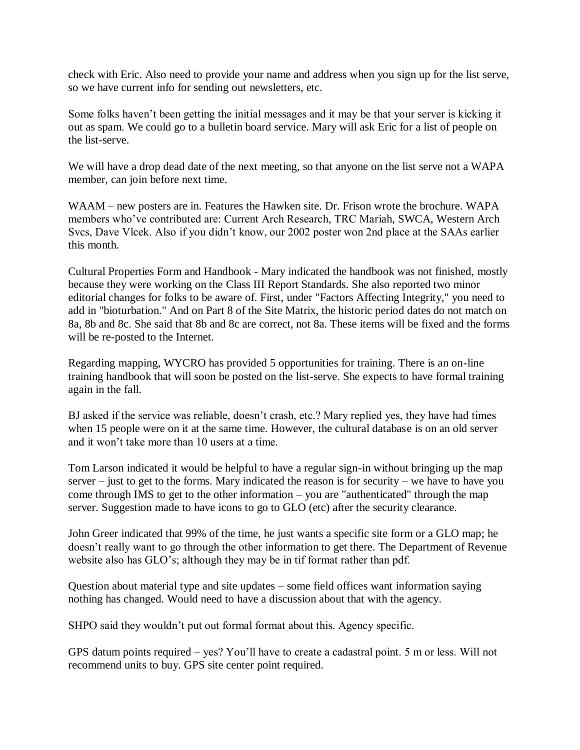check with Eric. Also need to provide your name and address when you sign up for the list serve, so we have current info for sending out newsletters, etc.

Some folks haven't been getting the initial messages and it may be that your server is kicking it out as spam. We could go to a bulletin board service. Mary will ask Eric for a list of people on the list-serve.

We will have a drop dead date of the next meeting, so that anyone on the list serve not a WAPA member, can join before next time.

WAAM – new posters are in. Features the Hawken site. Dr. Frison wrote the brochure. WAPA members who've contributed are: Current Arch Research, TRC Mariah, SWCA, Western Arch Svcs, Dave Vlcek. Also if you didn't know, our 2002 poster won 2nd place at the SAAs earlier this month.

Cultural Properties Form and Handbook - Mary indicated the handbook was not finished, mostly because they were working on the Class III Report Standards. She also reported two minor editorial changes for folks to be aware of. First, under "Factors Affecting Integrity," you need to add in "bioturbation." And on Part 8 of the Site Matrix, the historic period dates do not match on 8a, 8b and 8c. She said that 8b and 8c are correct, not 8a. These items will be fixed and the forms will be re-posted to the Internet.

Regarding mapping, WYCRO has provided 5 opportunities for training. There is an on-line training handbook that will soon be posted on the list-serve. She expects to have formal training again in the fall.

BJ asked if the service was reliable, doesn't crash, etc.? Mary replied yes, they have had times when 15 people were on it at the same time. However, the cultural database is on an old server and it won't take more than 10 users at a time.

Tom Larson indicated it would be helpful to have a regular sign-in without bringing up the map server – just to get to the forms. Mary indicated the reason is for security – we have to have you come through IMS to get to the other information – you are "authenticated" through the map server. Suggestion made to have icons to go to GLO (etc) after the security clearance.

John Greer indicated that 99% of the time, he just wants a specific site form or a GLO map; he doesn't really want to go through the other information to get there. The Department of Revenue website also has GLO's; although they may be in tif format rather than pdf.

Question about material type and site updates – some field offices want information saying nothing has changed. Would need to have a discussion about that with the agency.

SHPO said they wouldn't put out formal format about this. Agency specific.

GPS datum points required – yes? You'll have to create a cadastral point. 5 m or less. Will not recommend units to buy. GPS site center point required.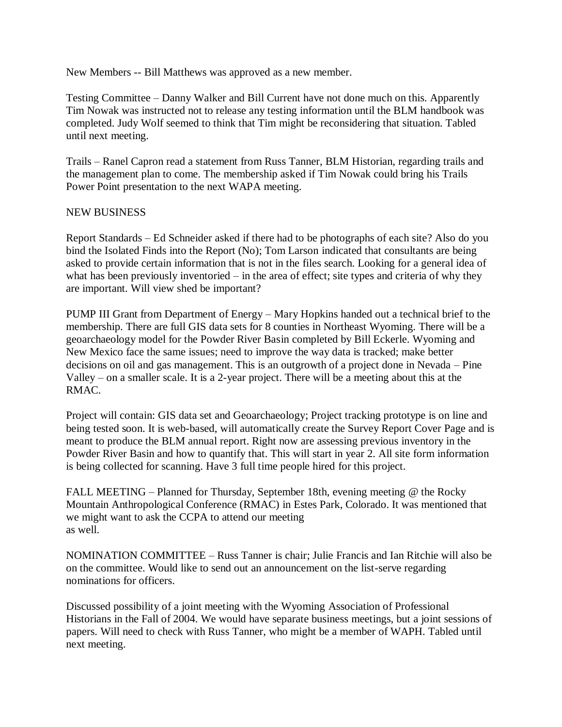New Members -- Bill Matthews was approved as a new member.

Testing Committee – Danny Walker and Bill Current have not done much on this. Apparently Tim Nowak was instructed not to release any testing information until the BLM handbook was completed. Judy Wolf seemed to think that Tim might be reconsidering that situation. Tabled until next meeting.

Trails – Ranel Capron read a statement from Russ Tanner, BLM Historian, regarding trails and the management plan to come. The membership asked if Tim Nowak could bring his Trails Power Point presentation to the next WAPA meeting.

NEW BUSINESS

Report Standards – Ed Schneider asked if there had to be photographs of each site? Also do you bind the Isolated Finds into the Report (No); Tom Larson indicated that consultants are being asked to provide certain information that is not in the files search. Looking for a general idea of what has been previously inventoried – in the area of effect; site types and criteria of why they are important. Will view shed be important?

PUMP III Grant from Department of Energy – Mary Hopkins handed out a technical brief to the membership. There are full GIS data sets for 8 counties in Northeast Wyoming. There will be a geoarchaeology model for the Powder River Basin completed by Bill Eckerle. Wyoming and New Mexico face the same issues; need to improve the way data is tracked; make better decisions on oil and gas management. This is an outgrowth of a project done in Nevada – Pine Valley – on a smaller scale. It is a 2-year project. There will be a meeting about this at the RMAC.

Project will contain: GIS data set and Geoarchaeology; Project tracking prototype is on line and being tested soon. It is web-based, will automatically create the Survey Report Cover Page and is meant to produce the BLM annual report. Right now are assessing previous inventory in the Powder River Basin and how to quantify that. This will start in year 2. All site form information is being collected for scanning. Have 3 full time people hired for this project.

FALL MEETING – Planned for Thursday, September 18th, evening meeting @ the Rocky Mountain Anthropological Conference (RMAC) in Estes Park, Colorado. It was mentioned that we might want to ask the CCPA to attend our meeting as well.

NOMINATION COMMITTEE – Russ Tanner is chair; Julie Francis and Ian Ritchie will also be on the committee. Would like to send out an announcement on the list-serve regarding nominations for officers.

Discussed possibility of a joint meeting with the Wyoming Association of Professional Historians in the Fall of 2004. We would have separate business meetings, but a joint sessions of papers. Will need to check with Russ Tanner, who might be a member of WAPH. Tabled until next meeting.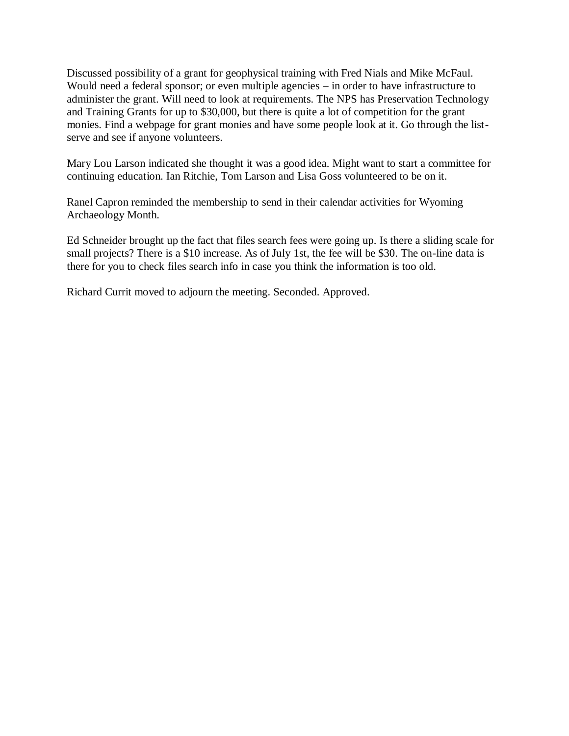Discussed possibility of a grant for geophysical training with Fred Nials and Mike McFaul. Would need a federal sponsor; or even multiple agencies – in order to have infrastructure to administer the grant. Will need to look at requirements. The NPS has Preservation Technology and Training Grants for up to $30,000, but there is quite a lot of competition for the grant monies. Find a webpage for grant monies and have some people look at it. Go through the list-serve and see if anyone volunteers.

Mary Lou Larson indicated she thought it was a good idea. Might want to start a committee for continuing education. Ian Ritchie, Tom Larson and Lisa Goss volunteered to be on it.

Ranel Capron reminded the membership to send in their calendar activities for Wyoming Archaeology Month.

Ed Schneider brought up the fact that files search fees were going up. Is there a sliding scale for small projects? There is a $10 increase. As of July 1st, the fee will be $30. The on-line data is there for you to check files search info in case you think the information is too old.

Richard Currit moved to adjourn the meeting. Seconded. Approved.